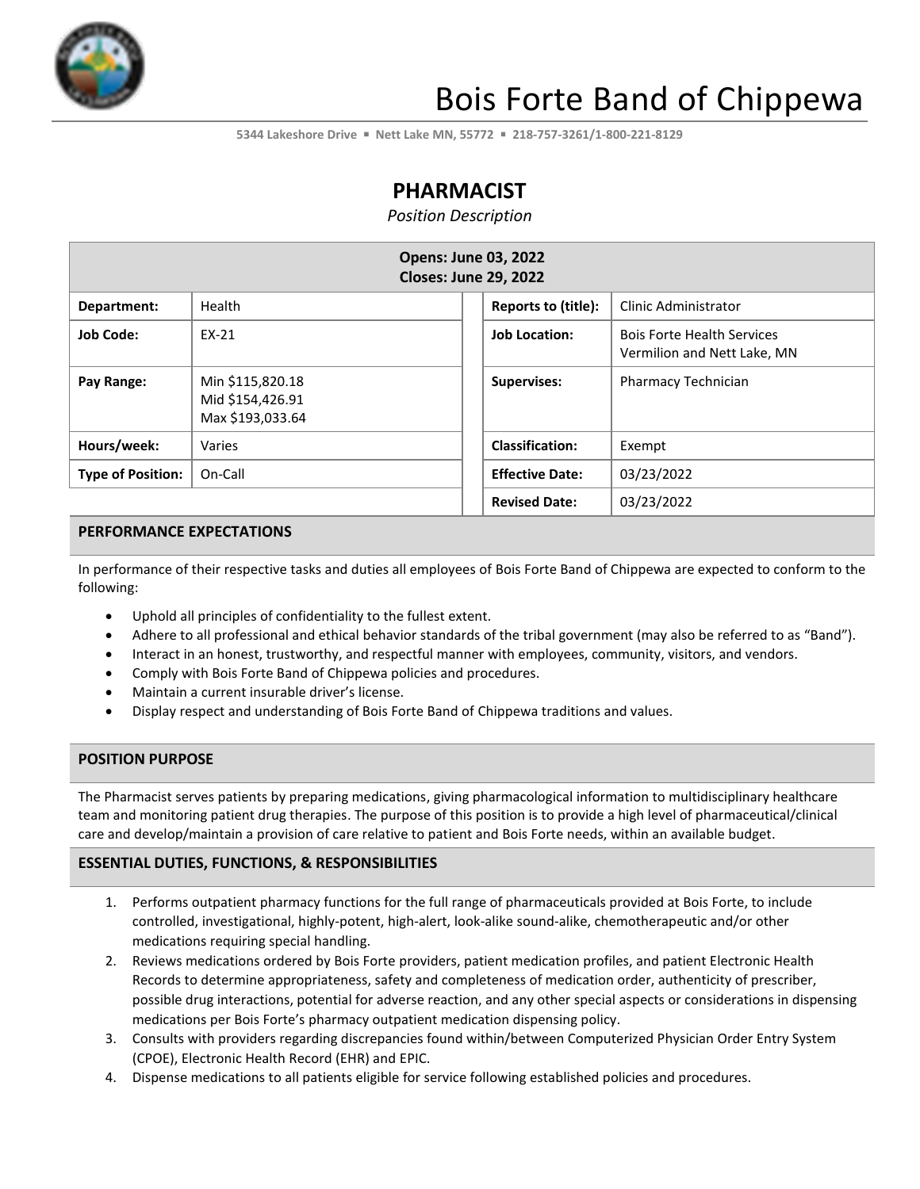# Bois Forte Band of Chippewa

5344 Lakeshore Drive ▪ Nett Lake MN, 55772 ▪ 218-757-3261/1-800-221-8129

## PHARMACIST

*Position Description*

| **Opens: June 03, 2022**<br>**Closes: June 29, 2022** | | | |
|---|---|---|---|
| **Department:** | Health | **Reports to (title):** | Clinic Administrator |
| **Job Code:** | EX-21 | **Job Location:** | Bois Forte Health Services<br>Vermilion and Nett Lake, MN |
| **Pay Range:** | Min $115,820.18<br>Mid $154,426.91<br>Max $193,033.64 | **Supervises:** | Pharmacy Technician |
| **Hours/week:** | Varies | **Classification:** | Exempt |
| **Type of Position:** | On-Call | **Effective Date:** | 03/23/2022 |
| | | **Revised Date:** | 03/23/2022 |

### PERFORMANCE EXPECTATIONS

In performance of their respective tasks and duties all employees of Bois Forte Band of Chippewa are expected to conform to the following:

- Uphold all principles of confidentiality to the fullest extent.
- Adhere to all professional and ethical behavior standards of the tribal government (may also be referred to as "Band").
- Interact in an honest, trustworthy, and respectful manner with employees, community, visitors, and vendors.
- Comply with Bois Forte Band of Chippewa policies and procedures.
- Maintain a current insurable driver's license.
- Display respect and understanding of Bois Forte Band of Chippewa traditions and values.

### POSITION PURPOSE

The Pharmacist serves patients by preparing medications, giving pharmacological information to multidisciplinary healthcare team and monitoring patient drug therapies. The purpose of this position is to provide a high level of pharmaceutical/clinical care and develop/maintain a provision of care relative to patient and Bois Forte needs, within an available budget.

### ESSENTIAL DUTIES, FUNCTIONS, & RESPONSIBILITIES

1. Performs outpatient pharmacy functions for the full range of pharmaceuticals provided at Bois Forte, to include controlled, investigational, highly-potent, high-alert, look-alike sound-alike, chemotherapeutic and/or other medications requiring special handling.
2. Reviews medications ordered by Bois Forte providers, patient medication profiles, and patient Electronic Health Records to determine appropriateness, safety and completeness of medication order, authenticity of prescriber, possible drug interactions, potential for adverse reaction, and any other special aspects or considerations in dispensing medications per Bois Forte's pharmacy outpatient medication dispensing policy.
3. Consults with providers regarding discrepancies found within/between Computerized Physician Order Entry System (CPOE), Electronic Health Record (EHR) and EPIC.
4. Dispense medications to all patients eligible for service following established policies and procedures.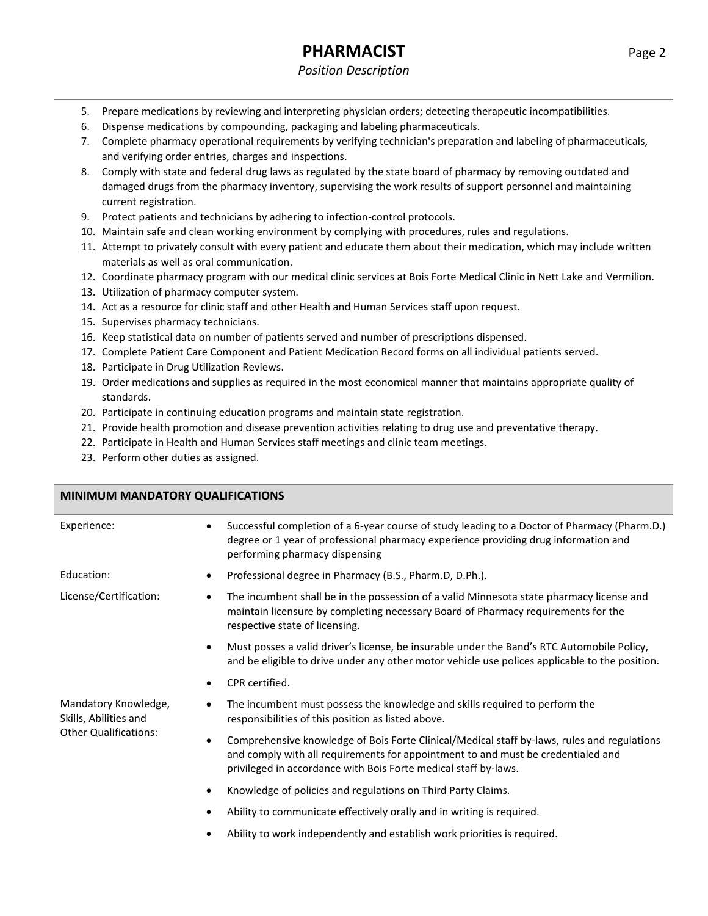5. Prepare medications by reviewing and interpreting physician orders; detecting therapeutic incompatibilities.
6. Dispense medications by compounding, packaging and labeling pharmaceuticals.
7. Complete pharmacy operational requirements by verifying technician's preparation and labeling of pharmaceuticals, and verifying order entries, charges and inspections.
8. Comply with state and federal drug laws as regulated by the state board of pharmacy by removing outdated and damaged drugs from the pharmacy inventory, supervising the work results of support personnel and maintaining current registration.
9. Protect patients and technicians by adhering to infection-control protocols.
10. Maintain safe and clean working environment by complying with procedures, rules and regulations.
11. Attempt to privately consult with every patient and educate them about their medication, which may include written materials as well as oral communication.
12. Coordinate pharmacy program with our medical clinic services at Bois Forte Medical Clinic in Nett Lake and Vermilion.
13. Utilization of pharmacy computer system.
14. Act as a resource for clinic staff and other Health and Human Services staff upon request.
15. Supervises pharmacy technicians.
16. Keep statistical data on number of patients served and number of prescriptions dispensed.
17. Complete Patient Care Component and Patient Medication Record forms on all individual patients served.
18. Participate in Drug Utilization Reviews.
19. Order medications and supplies as required in the most economical manner that maintains appropriate quality of standards.
20. Participate in continuing education programs and maintain state registration.
21. Provide health promotion and disease prevention activities relating to drug use and preventative therapy.
22. Participate in Health and Human Services staff meetings and clinic team meetings.
23. Perform other duties as assigned.

## MINIMUM MANDATORY QUALIFICATIONS

| | |
|---|---|
| Experience: | • Successful completion of a 6-year course of study leading to a Doctor of Pharmacy (Pharm.D.) degree or 1 year of professional pharmacy experience providing drug information and performing pharmacy dispensing |
| Education: | • Professional degree in Pharmacy (B.S., Pharm.D, D.Ph.). |
| License/Certification: | • The incumbent shall be in the possession of a valid Minnesota state pharmacy license and maintain licensure by completing necessary Board of Pharmacy requirements for the respective state of licensing.<br>• Must posses a valid driver's license, be insurable under the Band's RTC Automobile Policy, and be eligible to drive under any other motor vehicle use polices applicable to the position.<br>• CPR certified. |
| Mandatory Knowledge, Skills, Abilities and Other Qualifications: | • The incumbent must possess the knowledge and skills required to perform the responsibilities of this position as listed above.<br>• Comprehensive knowledge of Bois Forte Clinical/Medical staff by-laws, rules and regulations and comply with all requirements for appointment to and must be credentialed and privileged in accordance with Bois Forte medical staff by-laws.<br>• Knowledge of policies and regulations on Third Party Claims.<br>• Ability to communicate effectively orally and in writing is required.<br>• Ability to work independently and establish work priorities is required. |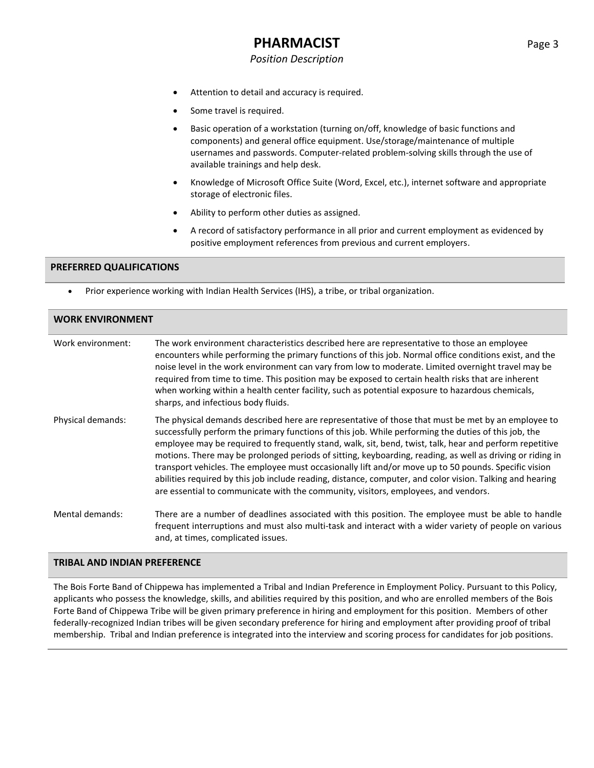- Attention to detail and accuracy is required.
- Some travel is required.
- Basic operation of a workstation (turning on/off, knowledge of basic functions and components) and general office equipment. Use/storage/maintenance of multiple usernames and passwords. Computer-related problem-solving skills through the use of available trainings and help desk.
- Knowledge of Microsoft Office Suite (Word, Excel, etc.), internet software and appropriate storage of electronic files.
- Ability to perform other duties as assigned.
- A record of satisfactory performance in all prior and current employment as evidenced by positive employment references from previous and current employers.

## PREFERRED QUALIFICATIONS

- Prior experience working with Indian Health Services (IHS), a tribe, or tribal organization.

## WORK ENVIRONMENT

**Work environment:** The work environment characteristics described here are representative to those an employee encounters while performing the primary functions of this job. Normal office conditions exist, and the noise level in the work environment can vary from low to moderate. Limited overnight travel may be required from time to time. This position may be exposed to certain health risks that are inherent when working within a health center facility, such as potential exposure to hazardous chemicals, sharps, and infectious body fluids.

**Physical demands:** The physical demands described here are representative of those that must be met by an employee to successfully perform the primary functions of this job. While performing the duties of this job, the employee may be required to frequently stand, walk, sit, bend, twist, talk, hear and perform repetitive motions. There may be prolonged periods of sitting, keyboarding, reading, as well as driving or riding in transport vehicles. The employee must occasionally lift and/or move up to 50 pounds. Specific vision abilities required by this job include reading, distance, computer, and color vision. Talking and hearing are essential to communicate with the community, visitors, employees, and vendors.

**Mental demands:** There are a number of deadlines associated with this position. The employee must be able to handle frequent interruptions and must also multi-task and interact with a wider variety of people on various and, at times, complicated issues.

## TRIBAL AND INDIAN PREFERENCE

The Bois Forte Band of Chippewa has implemented a Tribal and Indian Preference in Employment Policy. Pursuant to this Policy, applicants who possess the knowledge, skills, and abilities required by this position, and who are enrolled members of the Bois Forte Band of Chippewa Tribe will be given primary preference in hiring and employment for this position. Members of other federally-recognized Indian tribes will be given secondary preference for hiring and employment after providing proof of tribal membership. Tribal and Indian preference is integrated into the interview and scoring process for candidates for job positions.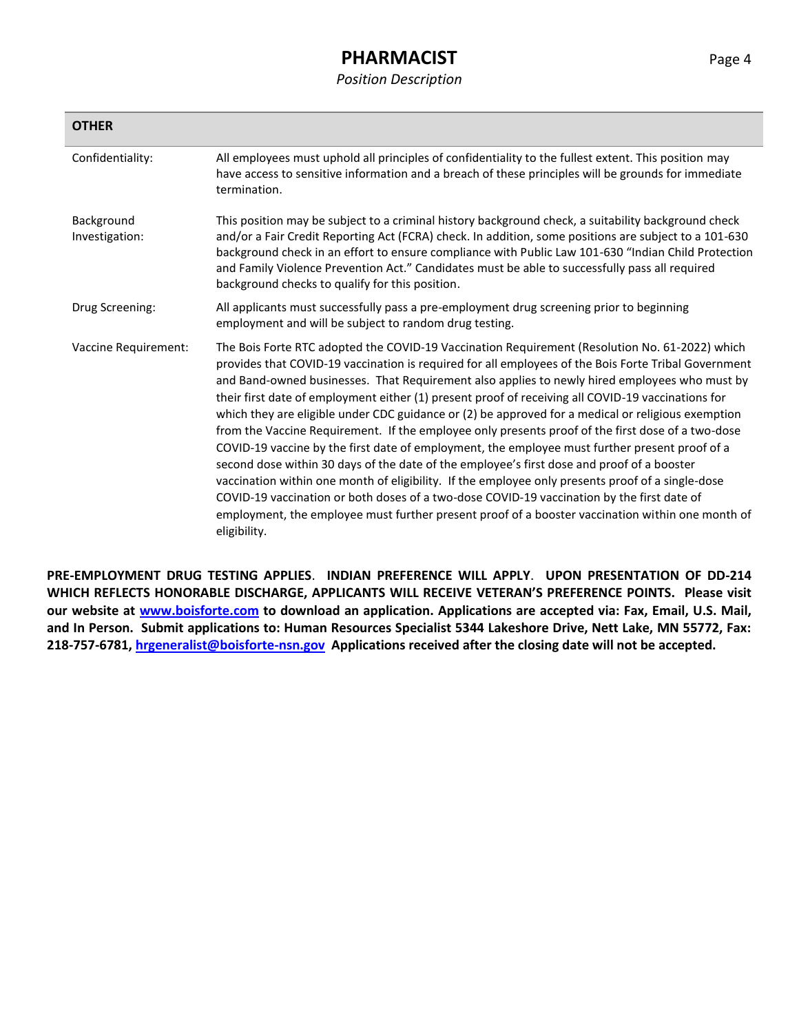## OTHER

| | |
|---|---|
| Confidentiality: | All employees must uphold all principles of confidentiality to the fullest extent. This position may have access to sensitive information and a breach of these principles will be grounds for immediate termination. |
| Background Investigation: | This position may be subject to a criminal history background check, a suitability background check and/or a Fair Credit Reporting Act (FCRA) check. In addition, some positions are subject to a 101-630 background check in an effort to ensure compliance with Public Law 101-630 "Indian Child Protection and Family Violence Prevention Act." Candidates must be able to successfully pass all required background checks to qualify for this position. |
| Drug Screening: | All applicants must successfully pass a pre-employment drug screening prior to beginning employment and will be subject to random drug testing. |
| Vaccine Requirement: | The Bois Forte RTC adopted the COVID-19 Vaccination Requirement (Resolution No. 61-2022) which provides that COVID-19 vaccination is required for all employees of the Bois Forte Tribal Government and Band-owned businesses. That Requirement also applies to newly hired employees who must by their first date of employment either (1) present proof of receiving all COVID-19 vaccinations for which they are eligible under CDC guidance or (2) be approved for a medical or religious exemption from the Vaccine Requirement. If the employee only presents proof of the first dose of a two-dose COVID-19 vaccine by the first date of employment, the employee must further present proof of a second dose within 30 days of the date of the employee's first dose and proof of a booster vaccination within one month of eligibility. If the employee only presents proof of a single-dose COVID-19 vaccination or both doses of a two-dose COVID-19 vaccination by the first date of employment, the employee must further present proof of a booster vaccination within one month of eligibility. |

**PRE-EMPLOYMENT DRUG TESTING APPLIES. INDIAN PREFERENCE WILL APPLY. UPON PRESENTATION OF DD-214 WHICH REFLECTS HONORABLE DISCHARGE, APPLICANTS WILL RECEIVE VETERAN'S PREFERENCE POINTS. Please visit our website at [www.boisforte.com](http://www.boisforte.com) to download an application. Applications are accepted via: Fax, Email, U.S. Mail, and In Person. Submit applications to: Human Resources Specialist 5344 Lakeshore Drive, Nett Lake, MN 55772, Fax: 218-757-6781, [hrgeneralist@boisforte-nsn.gov](mailto:hrgeneralist@boisforte-nsn.gov) Applications received after the closing date will not be accepted.**